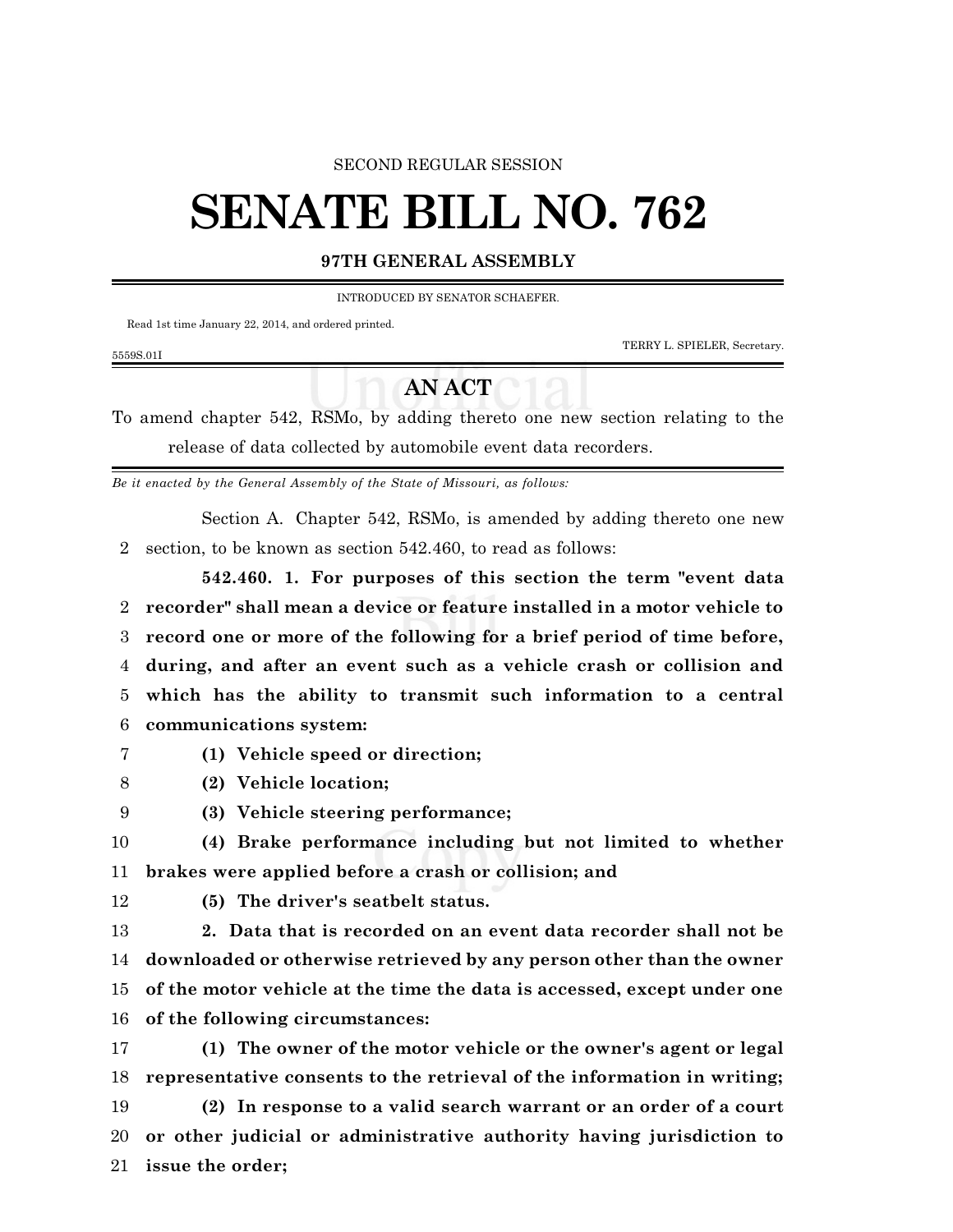SECOND REGULAR SESSION

# SENATE BILL NO. 762

## 97TH GENERAL ASSEMBLY

INTRODUCED BY SENATOR SCHAEFER.

Read 1st time January 22, 2014, and ordered printed.

TERRY L. SPIELER, Secretary.

5559S.01I

## AN ACT

To amend chapter 542, RSMo, by adding thereto one new section relating to the release of data collected by automobile event data recorders.

*Be it enacted by the General Assembly of the State of Missouri, as follows:*

Section A. Chapter 542, RSMo, is amended by adding thereto one new section, to be known as section 542.460, to read as follows:

**542.460. 1. For purposes of this section the term "event data recorder" shall mean a device or feature installed in a motor vehicle to record one or more of the following for a brief period of time before, during, and after an event such as a vehicle crash or collision and which has the ability to transmit such information to a central communications system:**

**(1) Vehicle speed or direction;**

**(2) Vehicle location;**

**(3) Vehicle steering performance;**

**(4) Brake performance including but not limited to whether brakes were applied before a crash or collision; and**

**(5) The driver's seatbelt status.**

**2. Data that is recorded on an event data recorder shall not be downloaded or otherwise retrieved by any person other than the owner of the motor vehicle at the time the data is accessed, except under one of the following circumstances:**

**(1) The owner of the motor vehicle or the owner's agent or legal representative consents to the retrieval of the information in writing;**

**(2) In response to a valid search warrant or an order of a court or other judicial or administrative authority having jurisdiction to issue the order;**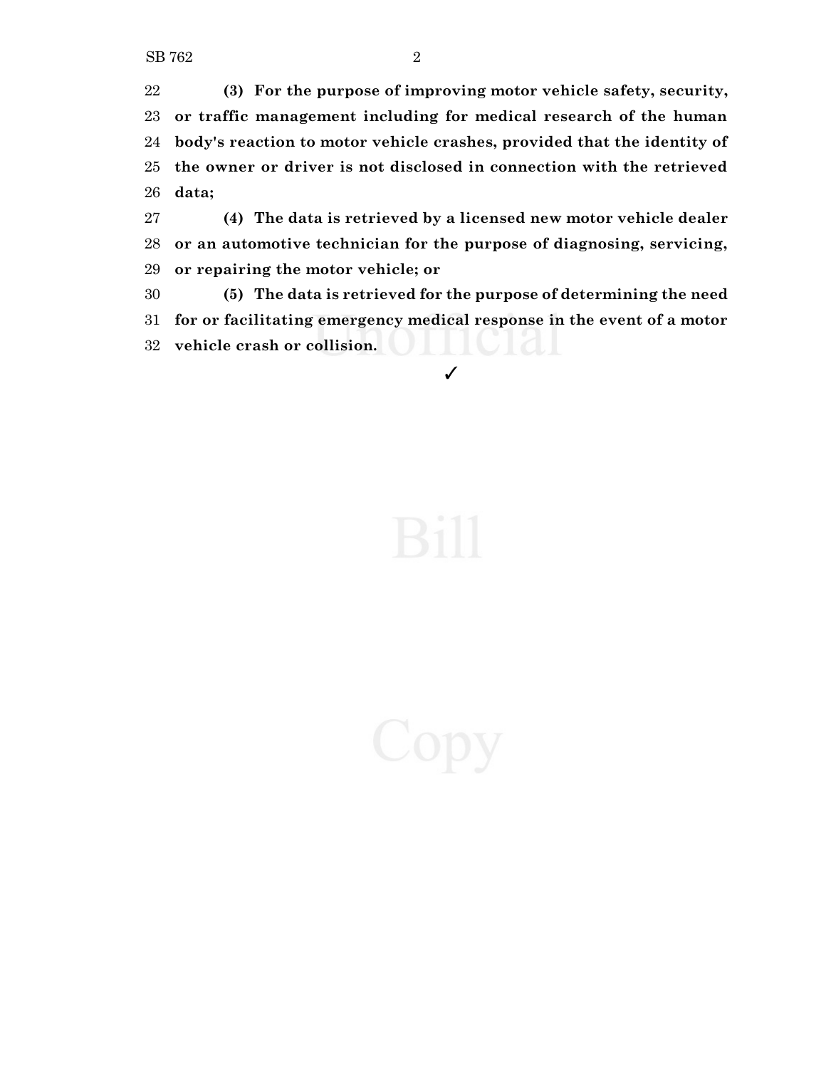**(3) For the purpose of improving motor vehicle safety, security, or traffic management including for medical research of the human body's reaction to motor vehicle crashes, provided that the identity of the owner or driver is not disclosed in connection with the retrieved data;**

**(4) The data is retrieved by a licensed new motor vehicle dealer or an automotive technician for the purpose of diagnosing, servicing, or repairing the motor vehicle; or**

**(5) The data is retrieved for the purpose of determining the need for or facilitating emergency medical response in the event of a motor vehicle crash or collision.**

✓